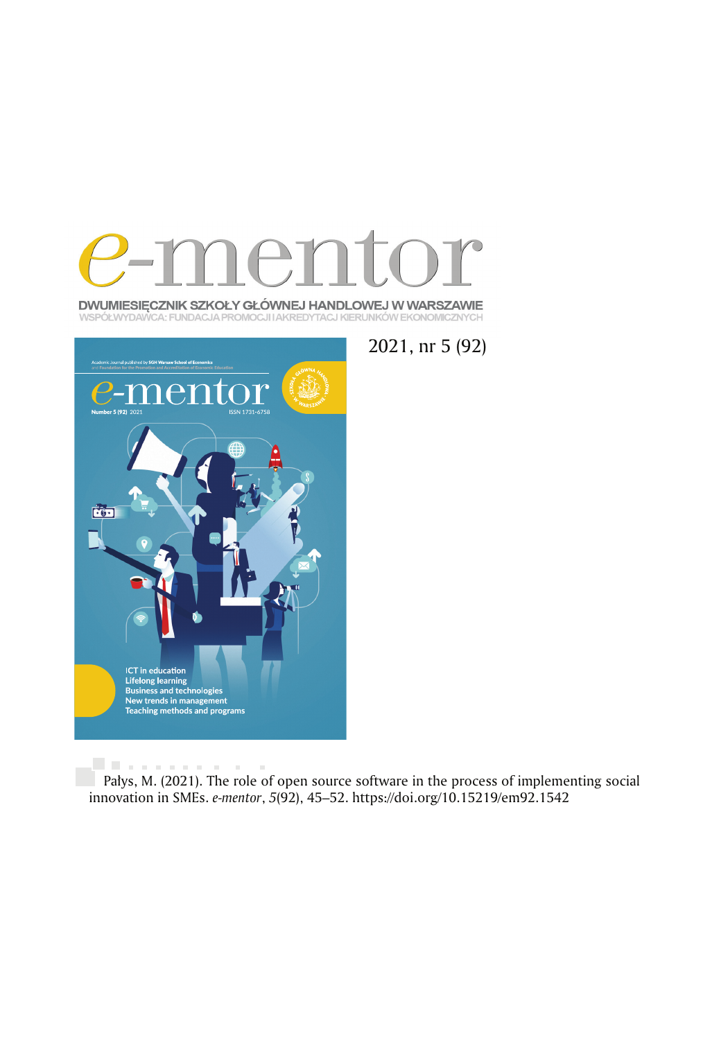# e-mentor

DWUMIESIĘCZNIK SZKOŁY GŁÓWNEJ HANDLOWEJ W WARSZAWIE
WSPÓŁWYDAWCA: FUNDACJA PROMOCJI I AKREDYTACJI KIERUNKÓW EKONOMICZNYCH

2021, nr 5 (92)

Pałys, M. (2021). The role of open source software in the process of implementing social innovation in SMEs. *e-mentor*, *5*(92), 45–52. https://doi.org/10.15219/em92.1542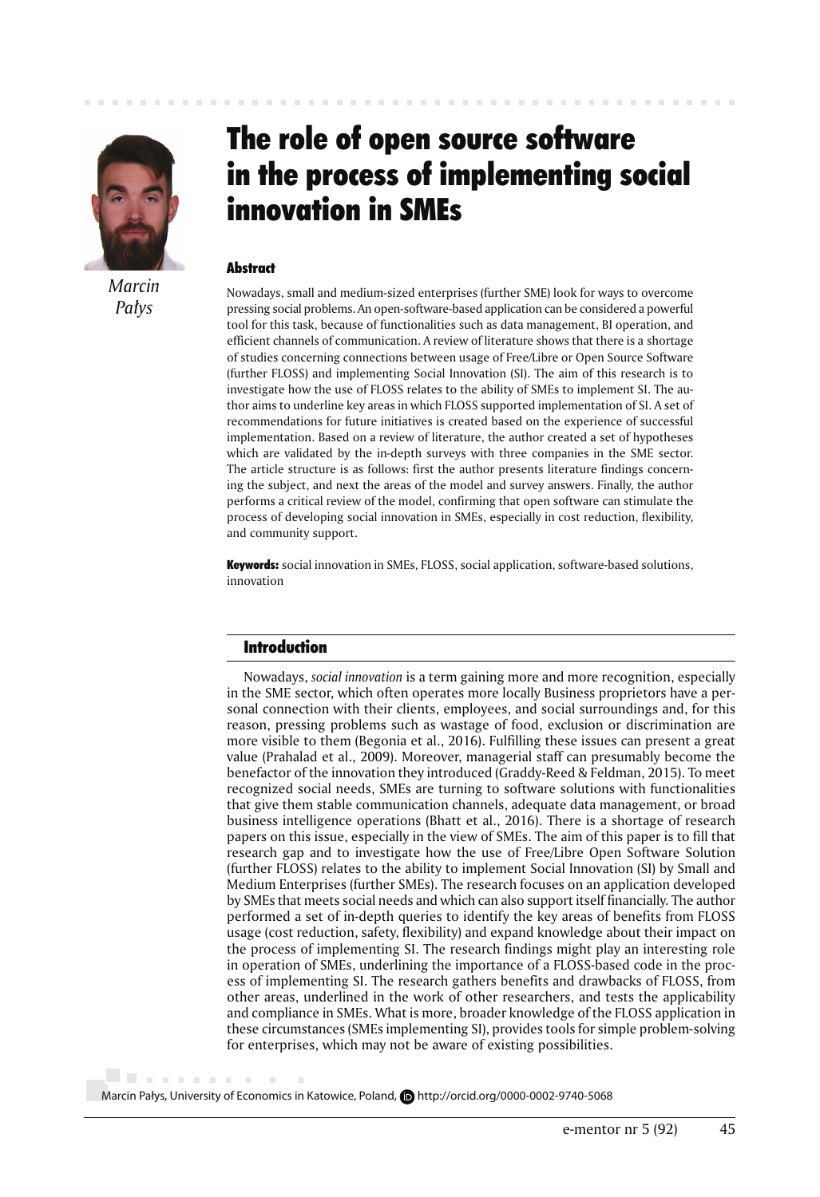# The role of open source software in the process of implementing social innovation in SMEs

Marcin Pałys

### Abstract

Nowadays, small and medium-sized enterprises (further SME) look for ways to overcome pressing social problems. An open-software-based application can be considered a powerful tool for this task, because of functionalities such as data management, BI operation, and efficient channels of communication. A review of literature shows that there is a shortage of studies concerning connections between usage of Free/Libre or Open Source Software (further FLOSS) and implementing Social Innovation (SI). The aim of this research is to investigate how the use of FLOSS relates to the ability of SMEs to implement SI. The author aims to underline key areas in which FLOSS supported implementation of SI. A set of recommendations for future initiatives is created based on the experience of successful implementation. Based on a review of literature, the author created a set of hypotheses which are validated by the in-depth surveys with three companies in the SME sector. The article structure is as follows: first the author presents literature findings concerning the subject, and next the areas of the model and survey answers. Finally, the author performs a critical review of the model, confirming that open software can stimulate the process of developing social innovation in SMEs, especially in cost reduction, flexibility, and community support.

**Keywords:** social innovation in SMEs, FLOSS, social application, software-based solutions, innovation

## Introduction

Nowadays, *social innovation* is a term gaining more and more recognition, especially in the SME sector, which often operates more locally Business proprietors have a personal connection with their clients, employees, and social surroundings and, for this reason, pressing problems such as wastage of food, exclusion or discrimination are more visible to them (Begonia et al., 2016). Fulfilling these issues can present a great value (Prahalad et al., 2009). Moreover, managerial staff can presumably become the benefactor of the innovation they introduced (Graddy-Reed & Feldman, 2015). To meet recognized social needs, SMEs are turning to software solutions with functionalities that give them stable communication channels, adequate data management, or broad business intelligence operations (Bhatt et al., 2016). There is a shortage of research papers on this issue, especially in the view of SMEs. The aim of this paper is to fill that research gap and to investigate how the use of Free/Libre Open Software Solution (further FLOSS) relates to the ability to implement Social Innovation (SI) by Small and Medium Enterprises (further SMEs). The research focuses on an application developed by SMEs that meets social needs and which can also support itself financially. The author performed a set of in-depth queries to identify the key areas of benefits from FLOSS usage (cost reduction, safety, flexibility) and expand knowledge about their impact on the process of implementing SI. The research findings might play an interesting role in operation of SMEs, underlining the importance of a FLOSS-based code in the process of implementing SI. The research gathers benefits and drawbacks of FLOSS, from other areas, underlined in the work of other researchers, and tests the applicability and compliance in SMEs. What is more, broader knowledge of the FLOSS application in these circumstances (SMEs implementing SI), provides tools for simple problem-solving for enterprises, which may not be aware of existing possibilities.

Marcin Pałys, University of Economics in Katowice, Poland, http://orcid.org/0000-0002-9740-5068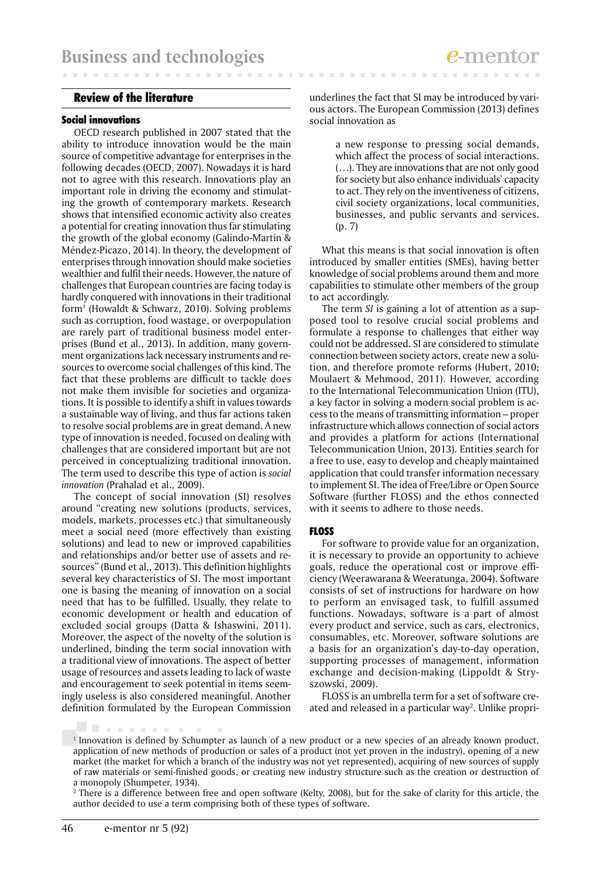## Review of the literature

### Social innovations

OECD research published in 2007 stated that the ability to introduce innovation would be the main source of competitive advantage for enterprises in the following decades (OECD, 2007). Nowadays it is hard not to agree with this research. Innovations play an important role in driving the economy and stimulating the growth of contemporary markets. Research shows that intensified economic activity also creates a potential for creating innovation thus far stimulating the growth of the global economy (Galindo-Martin & Méndez-Picazo, 2014). In theory, the development of enterprises through innovation should make societies wealthier and fulfil their needs. However, the nature of challenges that European countries are facing today is hardly conquered with innovations in their traditional form[1] (Howaldt & Schwarz, 2010). Solving problems such as corruption, food wastage, or overpopulation are rarely part of traditional business model enterprises (Bund et al., 2013). In addition, many government organizations lack necessary instruments and resources to overcome social challenges of this kind. The fact that these problems are difficult to tackle does not make them invisible for societies and organizations. It is possible to identify a shift in values towards a sustainable way of living, and thus far actions taken to resolve social problems are in great demand. A new type of innovation is needed, focused on dealing with challenges that are considered important but are not perceived in conceptualizing traditional innovation. The term used to describe this type of action is *social innovation* (Prahalad et al., 2009).

The concept of social innovation (SI) resolves around "creating new solutions (products, services, models, markets, processes etc.) that simultaneously meet a social need (more effectively than existing solutions) and lead to new or improved capabilities and relationships and/or better use of assets and resources" (Bund et al,, 2013). This definition highlights several key characteristics of SI. The most important one is basing the meaning of innovation on a social need that has to be fulfilled. Usually, they relate to economic development or health and education of excluded social groups (Datta & Ishaswini, 2011). Moreover, the aspect of the novelty of the solution is underlined, binding the term social innovation with a traditional view of innovations. The aspect of better usage of resources and assets leading to lack of waste and encouragement to seek potential in items seemingly useless is also considered meaningful. Another definition formulated by the European Commission underlines the fact that SI may be introduced by various actors. The European Commission (2013) defines social innovation as

> a new response to pressing social demands, which affect the process of social interactions. (…). They are innovations that are not only good for society but also enhance individuals' capacity to act. They rely on the inventiveness of citizens, civil society organizations, local communities, businesses, and public servants and services. (p. 7)

What this means is that social innovation is often introduced by smaller entities (SMEs), having better knowledge of social problems around them and more capabilities to stimulate other members of the group to act accordingly.

The term *SI* is gaining a lot of attention as a supposed tool to resolve crucial social problems and formulate a response to challenges that either way could not be addressed. SI are considered to stimulate connection between society actors, create new a solution, and therefore promote reforms (Hubert, 2010; Moulaert & Mehmood, 2011). However, according to the International Telecommunication Union (ITU), a key factor in solving a modern social problem is access to the means of transmitting information – proper infrastructure which allows connection of social actors and provides a platform for actions (International Telecommunication Union, 2013). Entities search for a free to use, easy to develop and cheaply maintained application that could transfer information necessary to implement SI. The idea of Free/Libre or Open Source Software (further FLOSS) and the ethos connected with it seems to adhere to those needs.

### FLOSS

For software to provide value for an organization, it is necessary to provide an opportunity to achieve goals, reduce the operational cost or improve efficiency (Weerawarana & Weeratunga, 2004). Software consists of set of instructions for hardware on how to perform an envisaged task, to fulfill assumed functions. Nowadays, software is a part of almost every product and service, such as cars, electronics, consumables, etc. Moreover, software solutions are a basis for an organization's day-to-day operation, supporting processes of management, information exchange and decision-making (Lippoldt & Stryszowski, 2009).

FLOSS is an umbrella term for a set of software created and released in a particular way[2]. Unlike propri-

---

[1] Innovation is defined by Schumpter as launch of a new product or a new species of an already known product, application of new methods of production or sales of a product (not yet proven in the industry), opening of a new market (the market for which a branch of the industry was not yet represented), acquiring of new sources of supply of raw materials or semi-finished goods, or creating new industry structure such as the creation or destruction of a monopoly (Shumpeter, 1934).

[2] There is a difference between free and open software (Kelty, 2008), but for the sake of clarity for this article, the author decided to use a term comprising both of these types of software.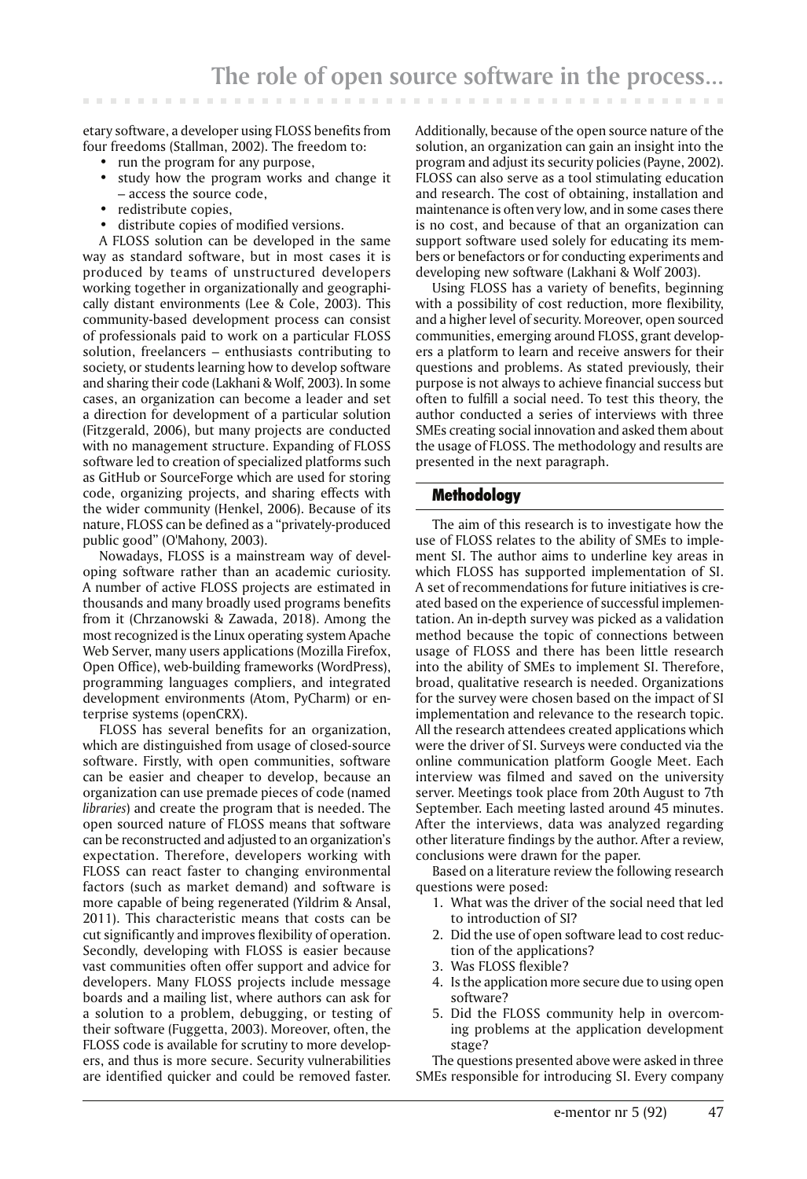etary software, a developer using FLOSS benefits from four freedoms (Stallman, 2002). The freedom to:

- run the program for any purpose,
- study how the program works and change it – access the source code,
- redistribute copies,
- distribute copies of modified versions.

A FLOSS solution can be developed in the same way as standard software, but in most cases it is produced by teams of unstructured developers working together in organizationally and geographically distant environments (Lee & Cole, 2003). This community-based development process can consist of professionals paid to work on a particular FLOSS solution, freelancers – enthusiasts contributing to society, or students learning how to develop software and sharing their code (Lakhani & Wolf, 2003). In some cases, an organization can become a leader and set a direction for development of a particular solution (Fitzgerald, 2006), but many projects are conducted with no management structure. Expanding of FLOSS software led to creation of specialized platforms such as GitHub or SourceForge which are used for storing code, organizing projects, and sharing effects with the wider community (Henkel, 2006). Because of its nature, FLOSS can be defined as a "privately-produced public good" (O'Mahony, 2003).

Nowadays, FLOSS is a mainstream way of developing software rather than an academic curiosity. A number of active FLOSS projects are estimated in thousands and many broadly used programs benefits from it (Chrzanowski & Zawada, 2018). Among the most recognized is the Linux operating system Apache Web Server, many users applications (Mozilla Firefox, Open Office), web-building frameworks (WordPress), programming languages compliers, and integrated development environments (Atom, PyCharm) or enterprise systems (openCRX).

FLOSS has several benefits for an organization, which are distinguished from usage of closed-source software. Firstly, with open communities, software can be easier and cheaper to develop, because an organization can use premade pieces of code (named *libraries*) and create the program that is needed. The open sourced nature of FLOSS means that software can be reconstructed and adjusted to an organization's expectation. Therefore, developers working with FLOSS can react faster to changing environmental factors (such as market demand) and software is more capable of being regenerated (Yildrim & Ansal, 2011). This characteristic means that costs can be cut significantly and improves flexibility of operation. Secondly, developing with FLOSS is easier because vast communities often offer support and advice for developers. Many FLOSS projects include message boards and a mailing list, where authors can ask for a solution to a problem, debugging, or testing of their software (Fuggetta, 2003). Moreover, often, the FLOSS code is available for scrutiny to more developers, and thus is more secure. Security vulnerabilities are identified quicker and could be removed faster. Additionally, because of the open source nature of the solution, an organization can gain an insight into the program and adjust its security policies (Payne, 2002). FLOSS can also serve as a tool stimulating education and research. The cost of obtaining, installation and maintenance is often very low, and in some cases there is no cost, and because of that an organization can support software used solely for educating its members or benefactors or for conducting experiments and developing new software (Lakhani & Wolf 2003).

Using FLOSS has a variety of benefits, beginning with a possibility of cost reduction, more flexibility, and a higher level of security. Moreover, open sourced communities, emerging around FLOSS, grant developers a platform to learn and receive answers for their questions and problems. As stated previously, their purpose is not always to achieve financial success but often to fulfill a social need. To test this theory, the author conducted a series of interviews with three SMEs creating social innovation and asked them about the usage of FLOSS. The methodology and results are presented in the next paragraph.

## Methodology

The aim of this research is to investigate how the use of FLOSS relates to the ability of SMEs to implement SI. The author aims to underline key areas in which FLOSS has supported implementation of SI. A set of recommendations for future initiatives is created based on the experience of successful implementation. An in-depth survey was picked as a validation method because the topic of connections between usage of FLOSS and there has been little research into the ability of SMEs to implement SI. Therefore, broad, qualitative research is needed. Organizations for the survey were chosen based on the impact of SI implementation and relevance to the research topic. All the research attendees created applications which were the driver of SI. Surveys were conducted via the online communication platform Google Meet. Each interview was filmed and saved on the university server. Meetings took place from 20th August to 7th September. Each meeting lasted around 45 minutes. After the interviews, data was analyzed regarding other literature findings by the author. After a review, conclusions were drawn for the paper.

Based on a literature review the following research questions were posed:

1. What was the driver of the social need that led to introduction of SI?
2. Did the use of open software lead to cost reduction of the applications?
3. Was FLOSS flexible?
4. Is the application more secure due to using open software?
5. Did the FLOSS community help in overcoming problems at the application development stage?

The questions presented above were asked in three SMEs responsible for introducing SI. Every company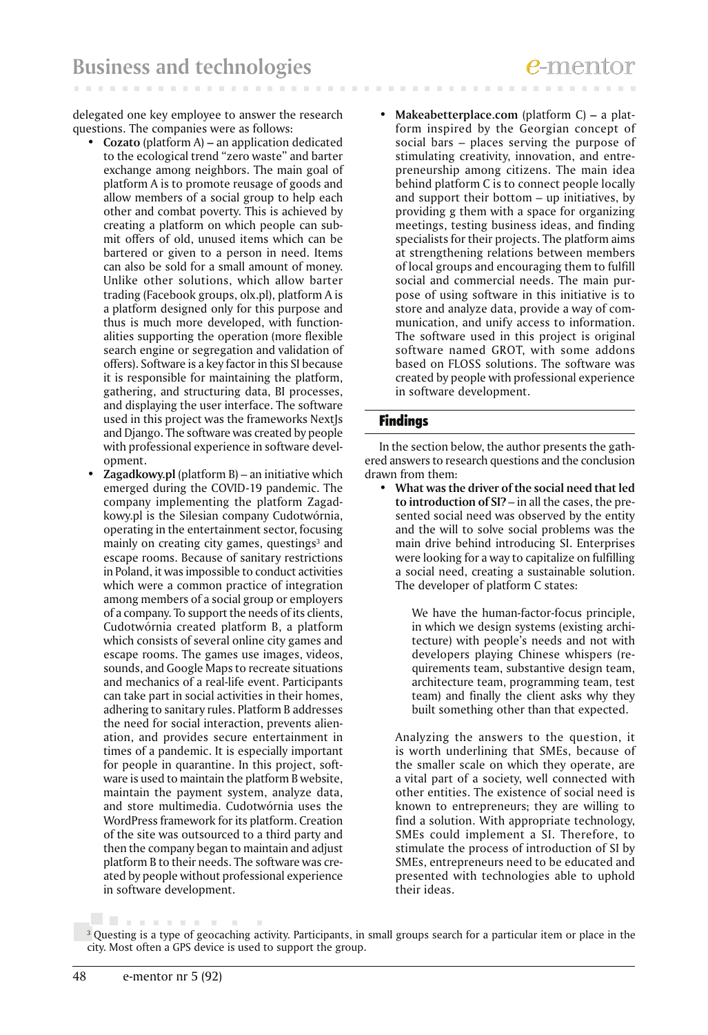delegated one key employee to answer the research questions. The companies were as follows:

- **Cozato** (platform A) **–** an application dedicated to the ecological trend "zero waste" and barter exchange among neighbors. The main goal of platform A is to promote reusage of goods and allow members of a social group to help each other and combat poverty. This is achieved by creating a platform on which people can submit offers of old, unused items which can be bartered or given to a person in need. Items can also be sold for a small amount of money. Unlike other solutions, which allow barter trading (Facebook groups, olx.pl), platform A is a platform designed only for this purpose and thus is much more developed, with functionalities supporting the operation (more flexible search engine or segregation and validation of offers). Software is a key factor in this SI because it is responsible for maintaining the platform, gathering, and structuring data, BI processes, and displaying the user interface. The software used in this project was the frameworks NextJs and Django. The software was created by people with professional experience in software development.
- **Zagadkowy.pl** (platform B) – an initiative which emerged during the COVID-19 pandemic. The company implementing the platform Zagadkowy.pl is the Silesian company Cudotwórnia, operating in the entertainment sector, focusing mainly on creating city games, questings[3] and escape rooms. Because of sanitary restrictions in Poland, it was impossible to conduct activities which were a common practice of integration among members of a social group or employers of a company. To support the needs of its clients, Cudotwórnia created platform B, a platform which consists of several online city games and escape rooms. The games use images, videos, sounds, and Google Maps to recreate situations and mechanics of a real-life event. Participants can take part in social activities in their homes, adhering to sanitary rules. Platform B addresses the need for social interaction, prevents alienation, and provides secure entertainment in times of a pandemic. It is especially important for people in quarantine. In this project, software is used to maintain the platform B website, maintain the payment system, analyze data, and store multimedia. Cudotwórnia uses the WordPress framework for its platform. Creation of the site was outsourced to a third party and then the company began to maintain and adjust platform B to their needs. The software was created by people without professional experience in software development.
- **Makeabetterplace.com** (platform C) **–** a platform inspired by the Georgian concept of social bars – places serving the purpose of stimulating creativity, innovation, and entrepreneurship among citizens. The main idea behind platform C is to connect people locally and support their bottom – up initiatives, by providing g them with a space for organizing meetings, testing business ideas, and finding specialists for their projects. The platform aims at strengthening relations between members of local groups and encouraging them to fulfill social and commercial needs. The main purpose of using software in this initiative is to store and analyze data, provide a way of communication, and unify access to information. The software used in this project is original software named GROT, with some addons based on FLOSS solutions. The software was created by people with professional experience in software development.

## Findings

In the section below, the author presents the gathered answers to research questions and the conclusion drawn from them:

- **What was the driver of the social need that led to introduction of SI?** – in all the cases, the presented social need was observed by the entity and the will to solve social problems was the main drive behind introducing SI. Enterprises were looking for a way to capitalize on fulfilling a social need, creating a sustainable solution. The developer of platform C states:

  > We have the human-factor-focus principle, in which we design systems (existing architecture) with people's needs and not with developers playing Chinese whispers (requirements team, substantive design team, architecture team, programming team, test team) and finally the client asks why they built something other than that expected.

  Analyzing the answers to the question, it is worth underlining that SMEs, because of the smaller scale on which they operate, are a vital part of a society, well connected with other entities. The existence of social need is known to entrepreneurs; they are willing to find a solution. With appropriate technology, SMEs could implement a SI. Therefore, to stimulate the process of introduction of SI by SMEs, entrepreneurs need to be educated and presented with technologies able to uphold their ideas.

[3] Questing is a type of geocaching activity. Participants, in small groups search for a particular item or place in the city. Most often a GPS device is used to support the group.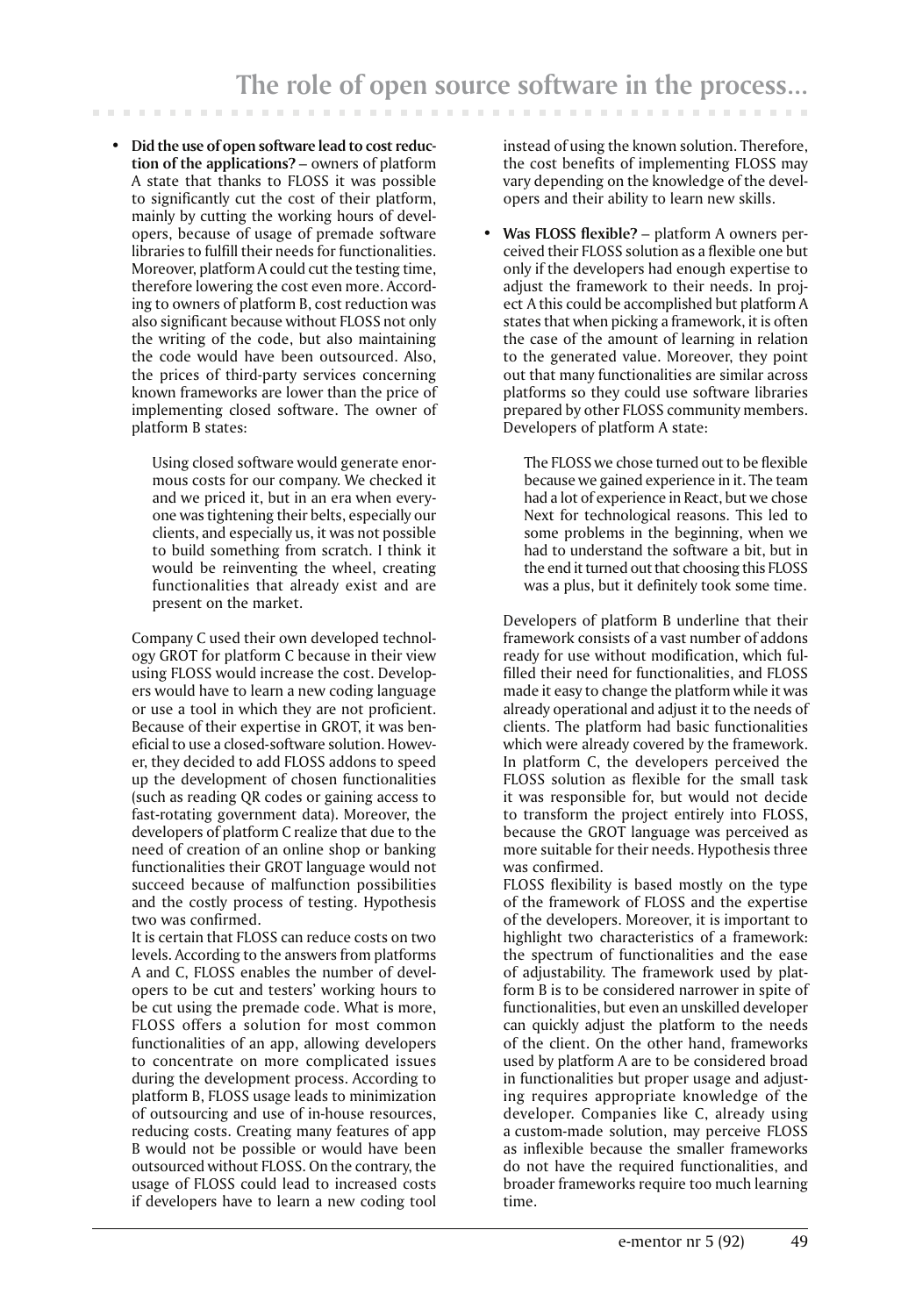- **Did the use of open software lead to cost reduction of the applications?** – owners of platform A state that thanks to FLOSS it was possible to significantly cut the cost of their platform, mainly by cutting the working hours of developers, because of usage of premade software libraries to fulfill their needs for functionalities. Moreover, platform A could cut the testing time, therefore lowering the cost even more. According to owners of platform B, cost reduction was also significant because without FLOSS not only the writing of the code, but also maintaining the code would have been outsourced. Also, the prices of third-party services concerning known frameworks are lower than the price of implementing closed software. The owner of platform B states:

  > Using closed software would generate enormous costs for our company. We checked it and we priced it, but in an era when everyone was tightening their belts, especially our clients, and especially us, it was not possible to build something from scratch. I think it would be reinventing the wheel, creating functionalities that already exist and are present on the market.

  Company C used their own developed technology GROT for platform C because in their view using FLOSS would increase the cost. Developers would have to learn a new coding language or use a tool in which they are not proficient. Because of their expertise in GROT, it was beneficial to use a closed-software solution. However, they decided to add FLOSS addons to speed up the development of chosen functionalities (such as reading QR codes or gaining access to fast-rotating government data). Moreover, the developers of platform C realize that due to the need of creation of an online shop or banking functionalities their GROT language would not succeed because of malfunction possibilities and the costly process of testing. Hypothesis two was confirmed.

  It is certain that FLOSS can reduce costs on two levels. According to the answers from platforms A and C, FLOSS enables the number of developers to be cut and testers' working hours to be cut using the premade code. What is more, FLOSS offers a solution for most common functionalities of an app, allowing developers to concentrate on more complicated issues during the development process. According to platform B, FLOSS usage leads to minimization of outsourcing and use of in-house resources, reducing costs. Creating many features of app B would not be possible or would have been outsourced without FLOSS. On the contrary, the usage of FLOSS could lead to increased costs if developers have to learn a new coding tool instead of using the known solution. Therefore, the cost benefits of implementing FLOSS may vary depending on the knowledge of the developers and their ability to learn new skills.

- **Was FLOSS flexible?** – platform A owners perceived their FLOSS solution as a flexible one but only if the developers had enough expertise to adjust the framework to their needs. In project A this could be accomplished but platform A states that when picking a framework, it is often the case of the amount of learning in relation to the generated value. Moreover, they point out that many functionalities are similar across platforms so they could use software libraries prepared by other FLOSS community members. Developers of platform A state:

  > The FLOSS we chose turned out to be flexible because we gained experience in it. The team had a lot of experience in React, but we chose Next for technological reasons. This led to some problems in the beginning, when we had to understand the software a bit, but in the end it turned out that choosing this FLOSS was a plus, but it definitely took some time.

  Developers of platform B underline that their framework consists of a vast number of addons ready for use without modification, which fulfilled their need for functionalities, and FLOSS made it easy to change the platform while it was already operational and adjust it to the needs of clients. The platform had basic functionalities which were already covered by the framework. In platform C, the developers perceived the FLOSS solution as flexible for the small task it was responsible for, but would not decide to transform the project entirely into FLOSS, because the GROT language was perceived as more suitable for their needs. Hypothesis three was confirmed.

  FLOSS flexibility is based mostly on the type of the framework of FLOSS and the expertise of the developers. Moreover, it is important to highlight two characteristics of a framework: the spectrum of functionalities and the ease of adjustability. The framework used by platform B is to be considered narrower in spite of functionalities, but even an unskilled developer can quickly adjust the platform to the needs of the client. On the other hand, frameworks used by platform A are to be considered broad in functionalities but proper usage and adjusting requires appropriate knowledge of the developer. Companies like C, already using a custom-made solution, may perceive FLOSS as inflexible because the smaller frameworks do not have the required functionalities, and broader frameworks require too much learning time.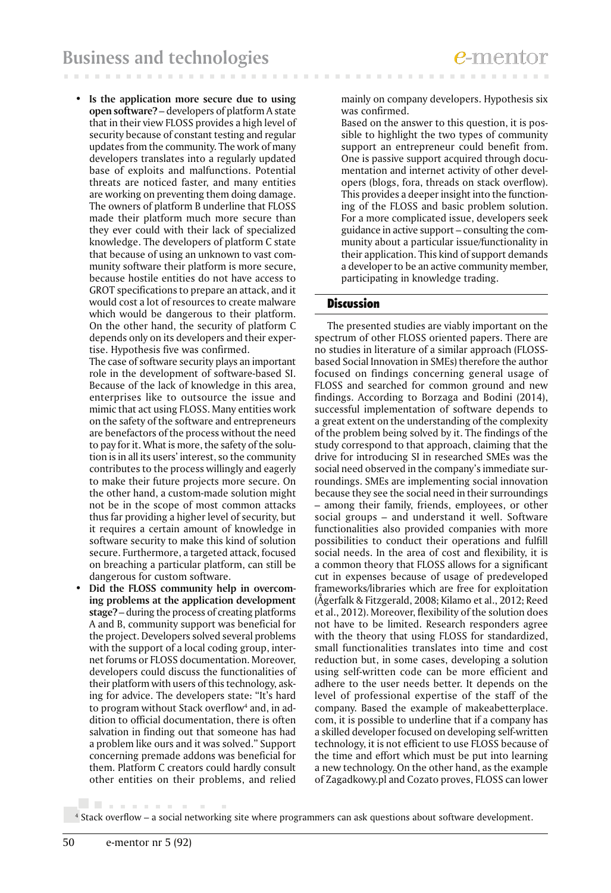- **Is the application more secure due to using open software?** – developers of platform A state that in their view FLOSS provides a high level of security because of constant testing and regular updates from the community. The work of many developers translates into a regularly updated base of exploits and malfunctions. Potential threats are noticed faster, and many entities are working on preventing them doing damage. The owners of platform B underline that FLOSS made their platform much more secure than they ever could with their lack of specialized knowledge. The developers of platform C state that because of using an unknown to vast community software their platform is more secure, because hostile entities do not have access to GROT specifications to prepare an attack, and it would cost a lot of resources to create malware which would be dangerous to their platform. On the other hand, the security of platform C depends only on its developers and their expertise. Hypothesis five was confirmed.

  The case of software security plays an important role in the development of software-based SI. Because of the lack of knowledge in this area, enterprises like to outsource the issue and mimic that act using FLOSS. Many entities work on the safety of the software and entrepreneurs are benefactors of the process without the need to pay for it. What is more, the safety of the solution is in all its users' interest, so the community contributes to the process willingly and eagerly to make their future projects more secure. On the other hand, a custom-made solution might not be in the scope of most common attacks thus far providing a higher level of security, but it requires a certain amount of knowledge in software security to make this kind of solution secure. Furthermore, a targeted attack, focused on breaching a particular platform, can still be dangerous for custom software.
- **Did the FLOSS community help in overcoming problems at the application development stage?** – during the process of creating platforms A and B, community support was beneficial for the project. Developers solved several problems with the support of a local coding group, internet forums or FLOSS documentation. Moreover, developers could discuss the functionalities of their platform with users of this technology, asking for advice. The developers state: "It's hard to program without Stack overflow[4] and, in addition to official documentation, there is often salvation in finding out that someone has had a problem like ours and it was solved." Support concerning premade addons was beneficial for them. Platform C creators could hardly consult other entities on their problems, and relied mainly on company developers. Hypothesis six was confirmed.

  Based on the answer to this question, it is possible to highlight the two types of community support an entrepreneur could benefit from. One is passive support acquired through documentation and internet activity of other developers (blogs, fora, threads on stack overflow). This provides a deeper insight into the functioning of the FLOSS and basic problem solution. For a more complicated issue, developers seek guidance in active support – consulting the community about a particular issue/functionality in their application. This kind of support demands a developer to be an active community member, participating in knowledge trading.

## Discussion

The presented studies are viably important on the spectrum of other FLOSS oriented papers. There are no studies in literature of a similar approach (FLOSS-based Social Innovation in SMEs) therefore the author focused on findings concerning general usage of FLOSS and searched for common ground and new findings. According to Borzaga and Bodini (2014), successful implementation of software depends to a great extent on the understanding of the complexity of the problem being solved by it. The findings of the study correspond to that approach, claiming that the drive for introducing SI in researched SMEs was the social need observed in the company's immediate surroundings. SMEs are implementing social innovation because they see the social need in their surroundings – among their family, friends, employees, or other social groups – and understand it well. Software functionalities also provided companies with more possibilities to conduct their operations and fulfill social needs. In the area of cost and flexibility, it is a common theory that FLOSS allows for a significant cut in expenses because of usage of predeveloped frameworks/libraries which are free for exploitation (Ågerfalk & Fitzgerald, 2008; Kilamo et al., 2012; Reed et al., 2012). Moreover, flexibility of the solution does not have to be limited. Research responders agree with the theory that using FLOSS for standardized, small functionalities translates into time and cost reduction but, in some cases, developing a solution using self-written code can be more efficient and adhere to the user needs better. It depends on the level of professional expertise of the staff of the company. Based the example of makeabetterplace.com, it is possible to underline that if a company has a skilled developer focused on developing self-written technology, it is not efficient to use FLOSS because of the time and effort which must be put into learning a new technology. On the other hand, as the example of Zagadkowy.pl and Cozato proves, FLOSS can lower

[4] Stack overflow – a social networking site where programmers can ask questions about software development.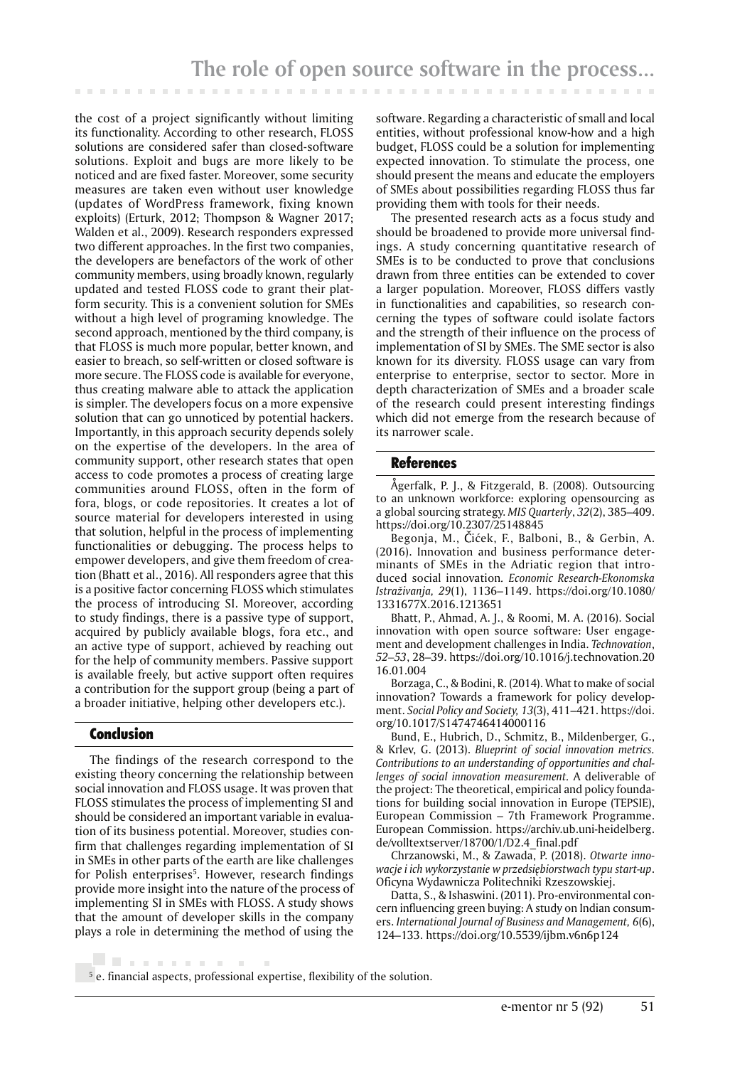the cost of a project significantly without limiting its functionality. According to other research, FLOSS solutions are considered safer than closed-software solutions. Exploit and bugs are more likely to be noticed and are fixed faster. Moreover, some security measures are taken even without user knowledge (updates of WordPress framework, fixing known exploits) (Erturk, 2012; Thompson & Wagner 2017; Walden et al., 2009). Research responders expressed two different approaches. In the first two companies, the developers are benefactors of the work of other community members, using broadly known, regularly updated and tested FLOSS code to grant their platform security. This is a convenient solution for SMEs without a high level of programing knowledge. The second approach, mentioned by the third company, is that FLOSS is much more popular, better known, and easier to breach, so self-written or closed software is more secure. The FLOSS code is available for everyone, thus creating malware able to attack the application is simpler. The developers focus on a more expensive solution that can go unnoticed by potential hackers. Importantly, in this approach security depends solely on the expertise of the developers. In the area of community support, other research states that open access to code promotes a process of creating large communities around FLOSS, often in the form of fora, blogs, or code repositories. It creates a lot of source material for developers interested in using that solution, helpful in the process of implementing functionalities or debugging. The process helps to empower developers, and give them freedom of creation (Bhatt et al., 2016). All responders agree that this is a positive factor concerning FLOSS which stimulates the process of introducing SI. Moreover, according to study findings, there is a passive type of support, acquired by publicly available blogs, fora etc., and an active type of support, achieved by reaching out for the help of community members. Passive support is available freely, but active support often requires a contribution for the support group (being a part of a broader initiative, helping other developers etc.).

## Conclusion

The findings of the research correspond to the existing theory concerning the relationship between social innovation and FLOSS usage. It was proven that FLOSS stimulates the process of implementing SI and should be considered an important variable in evaluation of its business potential. Moreover, studies confirm that challenges regarding implementation of SI in SMEs in other parts of the earth are like challenges for Polish enterprises[5]. However, research findings provide more insight into the nature of the process of implementing SI in SMEs with FLOSS. A study shows that the amount of developer skills in the company plays a role in determining the method of using the software. Regarding a characteristic of small and local entities, without professional know-how and a high budget, FLOSS could be a solution for implementing expected innovation. To stimulate the process, one should present the means and educate the employers of SMEs about possibilities regarding FLOSS thus far providing them with tools for their needs.

The presented research acts as a focus study and should be broadened to provide more universal findings. A study concerning quantitative research of SMEs is to be conducted to prove that conclusions drawn from three entities can be extended to cover a larger population. Moreover, FLOSS differs vastly in functionalities and capabilities, so research concerning the types of software could isolate factors and the strength of their influence on the process of implementation of SI by SMEs. The SME sector is also known for its diversity. FLOSS usage can vary from enterprise to enterprise, sector to sector. More in depth characterization of SMEs and a broader scale of the research could present interesting findings which did not emerge from the research because of its narrower scale.

## References

Ågerfalk, P. J., & Fitzgerald, B. (2008). Outsourcing to an unknown workforce: exploring opensourcing as a global sourcing strategy. *MIS Quarterly*, *32*(2), 385–409. https://doi.org/10.2307/25148845

Begonja, M., Čićek, F., Balboni, B., & Gerbin, A. (2016). Innovation and business performance determinants of SMEs in the Adriatic region that introduced social innovation. *Economic Research-Ekonomska Istraživanja, 29*(1), 1136–1149. https://doi.org/10.1080/1331677X.2016.1213651

Bhatt, P., Ahmad, A. J., & Roomi, M. A. (2016). Social innovation with open source software: User engagement and development challenges in India. *Technovation*, *52–53*, 28–39. https://doi.org/10.1016/j.technovation.2016.01.004

Borzaga, C., & Bodini, R. (2014). What to make of social innovation? Towards a framework for policy development. *Social Policy and Society, 13*(3), 411–421. https://doi.org/10.1017/S1474746414000116

Bund, E., Hubrich, D., Schmitz, B., Mildenberger, G., & Krlev, G. (2013). *Blueprint of social innovation metrics. Contributions to an understanding of opportunities and challenges of social innovation measurement*. A deliverable of the project: The theoretical, empirical and policy foundations for building social innovation in Europe (TEPSIE), European Commission – 7th Framework Programme. European Commission. https://archiv.ub.uni-heidelberg.de/volltextserver/18700/1/D2.4_final.pdf

Chrzanowski, M., & Zawada, P. (2018). *Otwarte innowacje i ich wykorzystanie w przedsiębiorstwach typu start-up*. Oficyna Wydawnicza Politechniki Rzeszowskiej.

Datta, S., & Ishaswini. (2011). Pro-environmental concern influencing green buying: A study on Indian consumers. *International Journal of Business and Management, 6*(6), 124–133. https://doi.org/10.5539/ijbm.v6n6p124

[5] e. financial aspects, professional expertise, flexibility of the solution.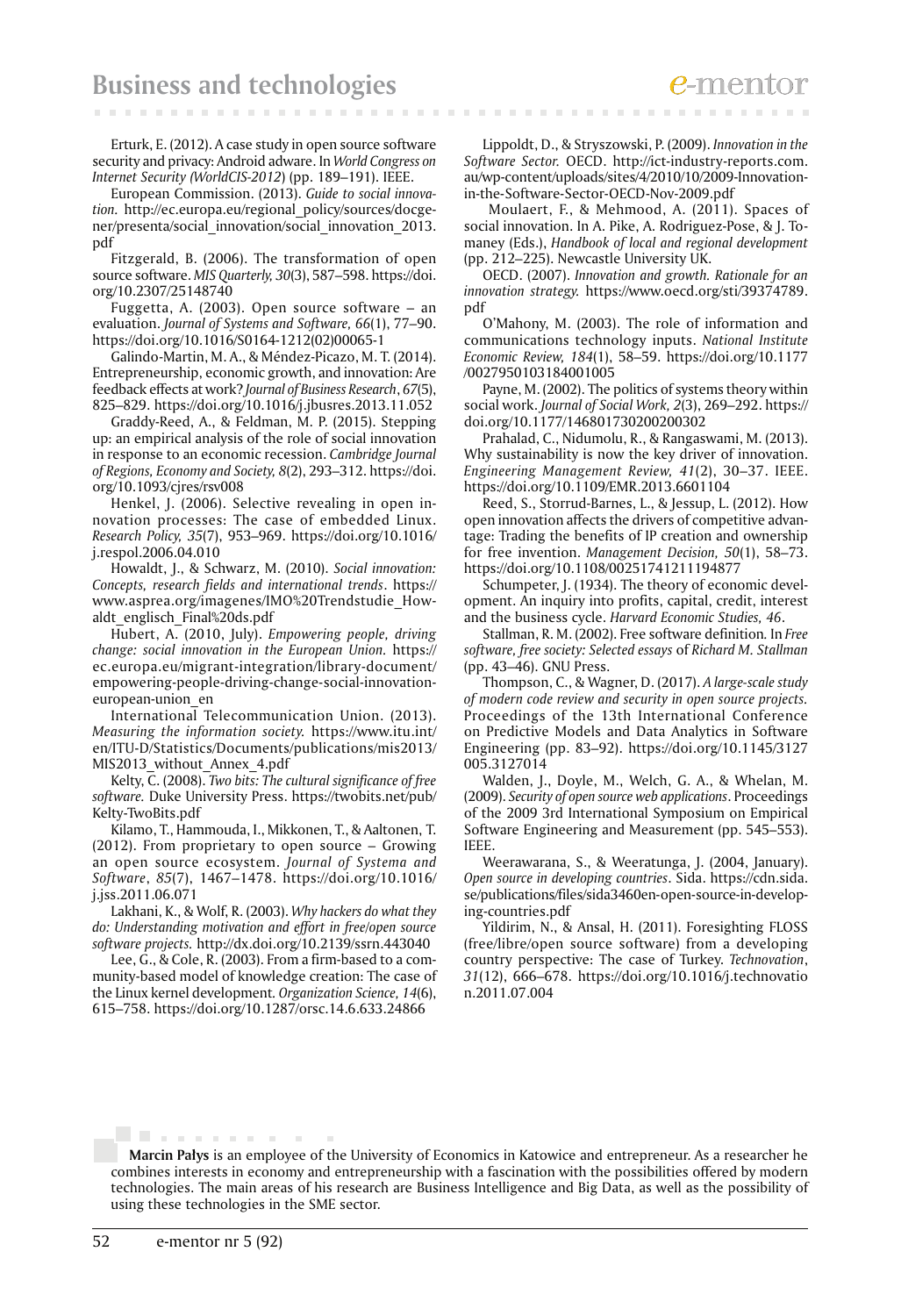Erturk, E. (2012). A case study in open source software security and privacy: Android adware. In *World Congress on Internet Security (WorldCIS-2012)* (pp. 189–191). IEEE.

European Commission. (2013). *Guide to social innovation.* http://ec.europa.eu/regional_policy/sources/docgener/presenta/social_innovation/social_innovation_2013.pdf

Fitzgerald, B. (2006). The transformation of open source software. *MIS Quarterly, 30*(3), 587–598. https://doi.org/10.2307/25148740

Fuggetta, A. (2003). Open source software – an evaluation. *Journal of Systems and Software, 66*(1), 77–90. https://doi.org/10.1016/S0164-1212(02)00065-1

Galindo-Martin, M. A., & Méndez-Picazo, M. T. (2014). Entrepreneurship, economic growth, and innovation: Are feedback effects at work? *Journal of Business Research*, *67*(5), 825–829. https://doi.org/10.1016/j.jbusres.2013.11.052

Graddy-Reed, A., & Feldman, M. P. (2015). Stepping up: an empirical analysis of the role of social innovation in response to an economic recession. *Cambridge Journal of Regions, Economy and Society, 8*(2), 293–312. https://doi.org/10.1093/cjres/rsv008

Henkel, J. (2006). Selective revealing in open innovation processes: The case of embedded Linux. *Research Policy, 35*(7), 953–969. https://doi.org/10.1016/j.respol.2006.04.010

Howaldt, J., & Schwarz, M. (2010). *Social innovation: Concepts, research fields and international trends*. https://www.asprea.org/imagenes/IMO%20Trendstudie_Howaldt_englisch_Final%20ds.pdf

Hubert, A. (2010, July). *Empowering people, driving change: social innovation in the European Union.* https://ec.europa.eu/migrant-integration/library-document/empowering-people-driving-change-social-innovation-european-union_en

International Telecommunication Union. (2013). *Measuring the information society.* https://www.itu.int/en/ITU-D/Statistics/Documents/publications/mis2013/MIS2013_without_Annex_4.pdf

Kelty, C. (2008). *Two bits: The cultural significance of free software.* Duke University Press. https://twobits.net/pub/Kelty-TwoBits.pdf

Kilamo, T., Hammouda, I., Mikkonen, T., & Aaltonen, T. (2012). From proprietary to open source – Growing an open source ecosystem. *Journal of Systema and Software*, *85*(7), 1467–1478. https://doi.org/10.1016/j.jss.2011.06.071

Lakhani, K., & Wolf, R. (2003). *Why hackers do what they do: Understanding motivation and effort in free/open source software projects.* http://dx.doi.org/10.2139/ssrn.443040

Lee, G., & Cole, R. (2003). From a firm-based to a community-based model of knowledge creation: The case of the Linux kernel development. *Organization Science, 14*(6), 615–758. https://doi.org/10.1287/orsc.14.6.633.24866

Lippoldt, D., & Stryszowski, P. (2009). *Innovation in the Software Sector.* OECD. http://ict-industry-reports.com.au/wp-content/uploads/sites/4/2010/10/2009-Innovation-in-the-Software-Sector-OECD-Nov-2009.pdf

Moulaert, F., & Mehmood, A. (2011). Spaces of social innovation. In A. Pike, A. Rodriguez-Pose, & J. Tomaney (Eds.), *Handbook of local and regional development* (pp. 212–225). Newcastle University UK.

OECD. (2007). *Innovation and growth. Rationale for an innovation strategy.* https://www.oecd.org/sti/39374789.pdf

O'Mahony, M. (2003). The role of information and communications technology inputs. *National Institute Economic Review, 184*(1), 58–59. https://doi.org/10.1177/0027950103184001005

Payne, M. (2002). The politics of systems theory within social work. *Journal of Social Work, 2*(3), 269–292. https://doi.org/10.1177/146801730200200302

Prahalad, C., Nidumolu, R., & Rangaswami, M. (2013). Why sustainability is now the key driver of innovation. *Engineering Management Review, 41*(2), 30–37. IEEE. https://doi.org/10.1109/EMR.2013.6601104

Reed, S., Storrud-Barnes, L., & Jessup, L. (2012). How open innovation affects the drivers of competitive advantage: Trading the benefits of IP creation and ownership for free invention. *Management Decision, 50*(1), 58–73. https://doi.org/10.1108/00251741211194877

Schumpeter, J. (1934). The theory of economic development. An inquiry into profits, capital, credit, interest and the business cycle. *Harvard Economic Studies, 46*.

Stallman, R. M. (2002). Free software definition. In *Free software, free society: Selected essays* of *Richard M. Stallman* (pp. 43–46). GNU Press.

Thompson, C., & Wagner, D. (2017). *A large-scale study of modern code review and security in open source projects.* Proceedings of the 13th International Conference on Predictive Models and Data Analytics in Software Engineering (pp. 83–92). https://doi.org/10.1145/3127005.3127014

Walden, J., Doyle, M., Welch, G. A., & Whelan, M. (2009). *Security of open source web applications*. Proceedings of the 2009 3rd International Symposium on Empirical Software Engineering and Measurement (pp. 545–553). IEEE.

Weerawarana, S., & Weeratunga, J. (2004, January). *Open source in developing countries*. Sida. https://cdn.sida.se/publications/files/sida3460en-open-source-in-developing-countries.pdf

Yildirim, N., & Ansal, H. (2011). Foresighting FLOSS (free/libre/open source software) from a developing country perspective: The case of Turkey. *Technovation*, *31*(12), 666–678. https://doi.org/10.1016/j.technovation.2011.07.004

**Marcin Pałys** is an employee of the University of Economics in Katowice and entrepreneur. As a researcher he combines interests in economy and entrepreneurship with a fascination with the possibilities offered by modern technologies. The main areas of his research are Business Intelligence and Big Data, as well as the possibility of using these technologies in the SME sector.